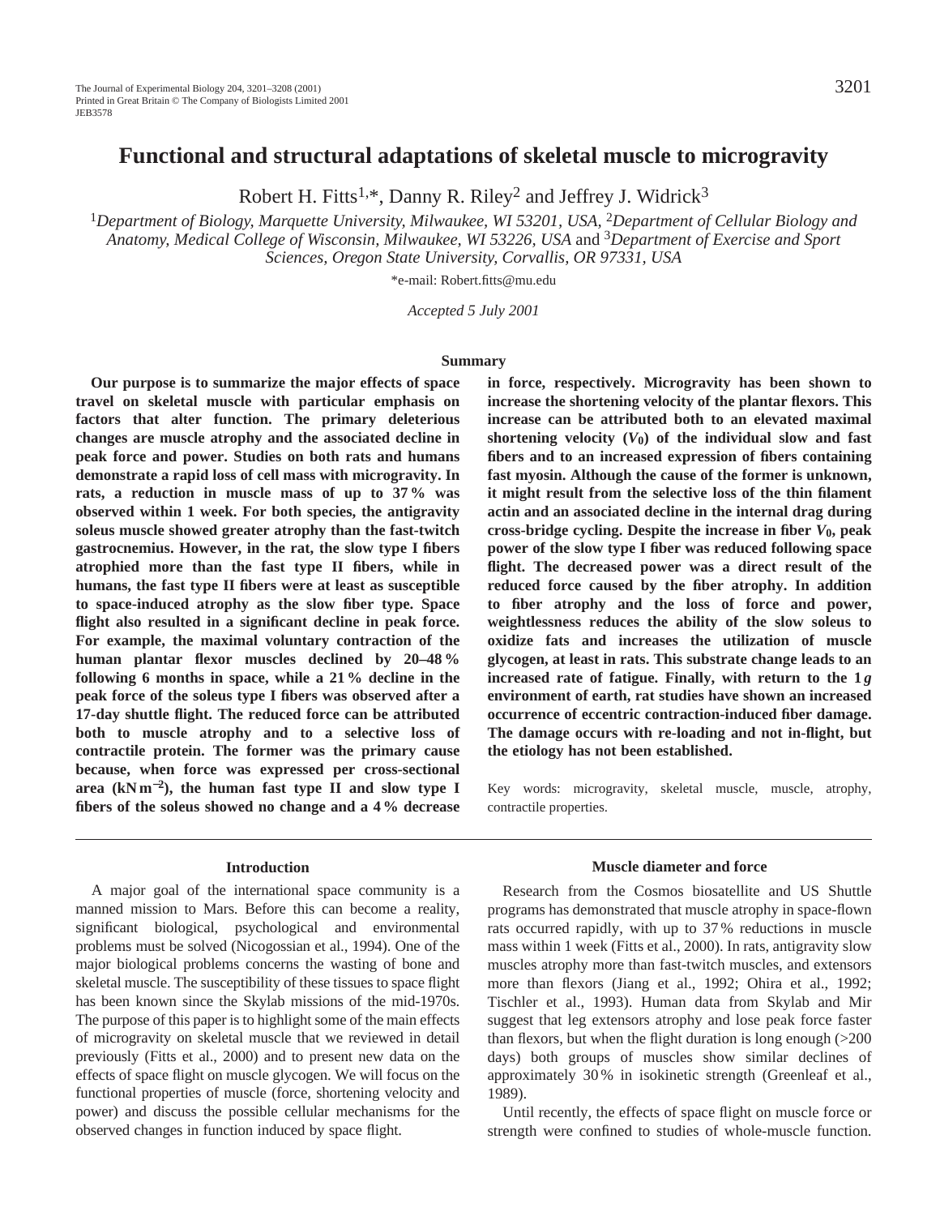# Functional and structural adaptations of skeletal muscle to microgravity

Robert H. Fitts[1,*], Danny R. Riley[2] and Jeffrey J. Widrick[3]

[1]*Department of Biology, Marquette University, Milwaukee, WI 53201, USA,* [2]*Department of Cellular Biology and Anatomy, Medical College of Wisconsin, Milwaukee, WI 53226, USA* and [3]*Department of Exercise and Sport Sciences, Oregon State University, Corvallis, OR 97331, USA*

*e-mail: Robert.fitts@mu.edu

*Accepted 5 July 2001*

## Summary

**Our purpose is to summarize the major effects of space travel on skeletal muscle with particular emphasis on factors that alter function. The primary deleterious changes are muscle atrophy and the associated decline in peak force and power. Studies on both rats and humans demonstrate a rapid loss of cell mass with microgravity. In rats, a reduction in muscle mass of up to 37 % was observed within 1 week. For both species, the antigravity soleus muscle showed greater atrophy than the fast-twitch gastrocnemius. However, in the rat, the slow type I fibers atrophied more than the fast type II fibers, while in humans, the fast type II fibers were at least as susceptible to space-induced atrophy as the slow fiber type. Space flight also resulted in a significant decline in peak force. For example, the maximal voluntary contraction of the human plantar flexor muscles declined by 20–48 % following 6 months in space, while a 21 % decline in the peak force of the soleus type I fibers was observed after a 17-day shuttle flight. The reduced force can be attributed both to muscle atrophy and to a selective loss of contractile protein. The former was the primary cause because, when force was expressed per cross-sectional area (kN m$^{-2}$), the human fast type II and slow type I fibers of the soleus showed no change and a 4 % decrease in force, respectively. Microgravity has been shown to increase the shortening velocity of the plantar flexors. This increase can be attributed both to an elevated maximal shortening velocity ($V_0$) of the individual slow and fast fibers and to an increased expression of fibers containing fast myosin. Although the cause of the former is unknown, it might result from the selective loss of the thin filament actin and an associated decline in the internal drag during cross-bridge cycling. Despite the increase in fiber $V_0$, peak power of the slow type I fiber was reduced following space flight. The decreased power was a direct result of the reduced force caused by the fiber atrophy. In addition to fiber atrophy and the loss of force and power, weightlessness reduces the ability of the slow soleus to oxidize fats and increases the utilization of muscle glycogen, at least in rats. This substrate change leads to an increased rate of fatigue. Finally, with return to the 1 *g* environment of earth, rat studies have shown an increased occurrence of eccentric contraction-induced fiber damage. The damage occurs with re-loading and not in-flight, but the etiology has not been established.**

Key words: microgravity, skeletal muscle, muscle, atrophy, contractile properties.

## Introduction

A major goal of the international space community is a manned mission to Mars. Before this can become a reality, significant biological, psychological and environmental problems must be solved (Nicogossian et al., 1994). One of the major biological problems concerns the wasting of bone and skeletal muscle. The susceptibility of these tissues to space flight has been known since the Skylab missions of the mid-1970s. The purpose of this paper is to highlight some of the main effects of microgravity on skeletal muscle that we reviewed in detail previously (Fitts et al., 2000) and to present new data on the effects of space flight on muscle glycogen. We will focus on the functional properties of muscle (force, shortening velocity and power) and discuss the possible cellular mechanisms for the observed changes in function induced by space flight.

## Muscle diameter and force

Research from the Cosmos biosatellite and US Shuttle programs has demonstrated that muscle atrophy in space-flown rats occurred rapidly, with up to 37 % reductions in muscle mass within 1 week (Fitts et al., 2000). In rats, antigravity slow muscles atrophy more than fast-twitch muscles, and extensors more than flexors (Jiang et al., 1992; Ohira et al., 1992; Tischler et al., 1993). Human data from Skylab and Mir suggest that leg extensors atrophy and lose peak force faster than flexors, but when the flight duration is long enough (>200 days) both groups of muscles show similar declines of approximately 30 % in isokinetic strength (Greenleaf et al., 1989).

Until recently, the effects of space flight on muscle force or strength were confined to studies of whole-muscle function.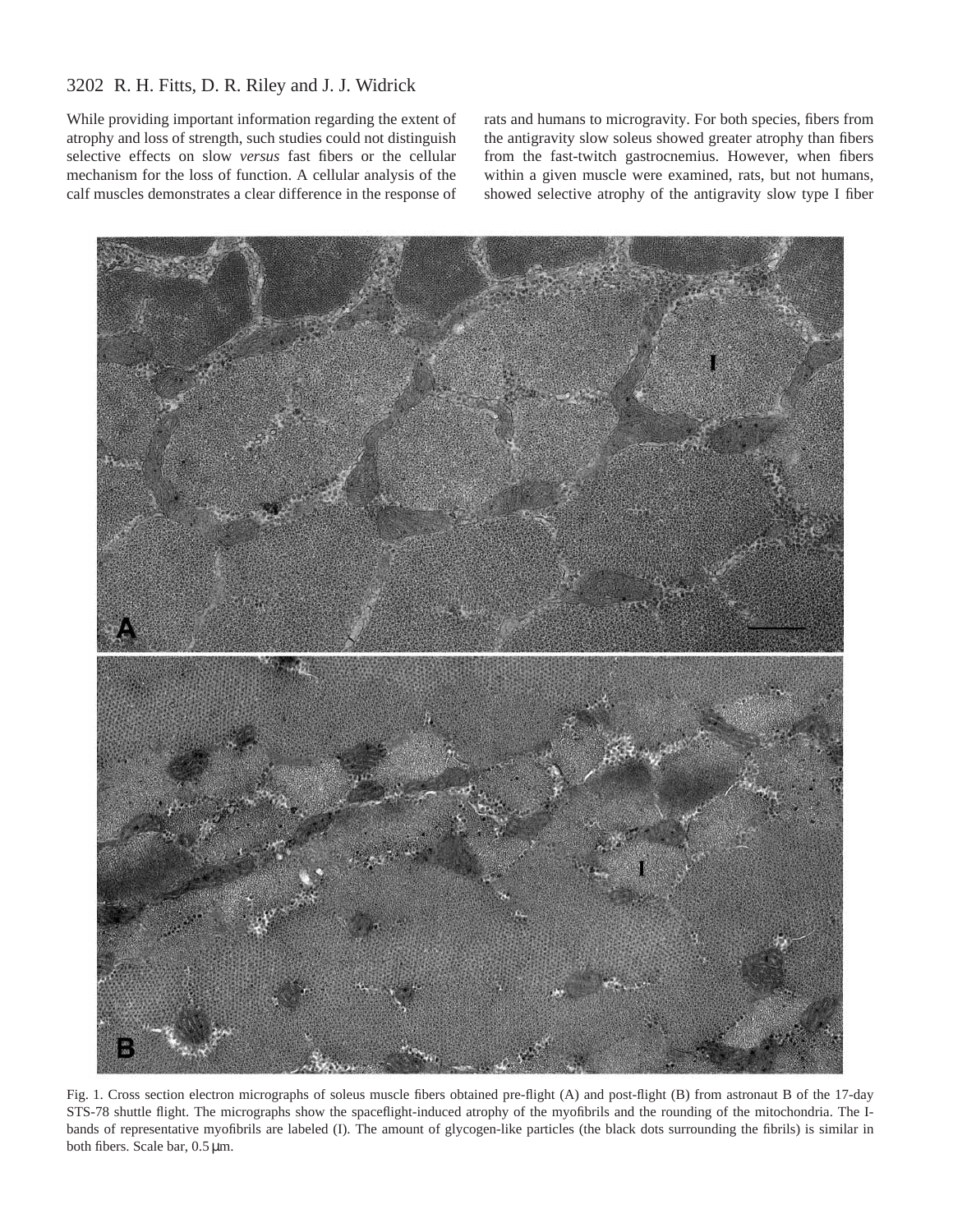While providing important information regarding the extent of atrophy and loss of strength, such studies could not distinguish selective effects on slow *versus* fast fibers or the cellular mechanism for the loss of function. A cellular analysis of the calf muscles demonstrates a clear difference in the response of rats and humans to microgravity. For both species, fibers from the antigravity slow soleus showed greater atrophy than fibers from the fast-twitch gastrocnemius. However, when fibers within a given muscle were examined, rats, but not humans, showed selective atrophy of the antigravity slow type I fiber

Fig. 1. Cross section electron micrographs of soleus muscle fibers obtained pre-flight (A) and post-flight (B) from astronaut B of the 17-day STS-78 shuttle flight. The micrographs show the spaceflight-induced atrophy of the myofibrils and the rounding of the mitochondria. The I-bands of representative myofibrils are labeled (I). The amount of glycogen-like particles (the black dots surrounding the fibrils) is similar in both fibers. Scale bar, 0.5 μm.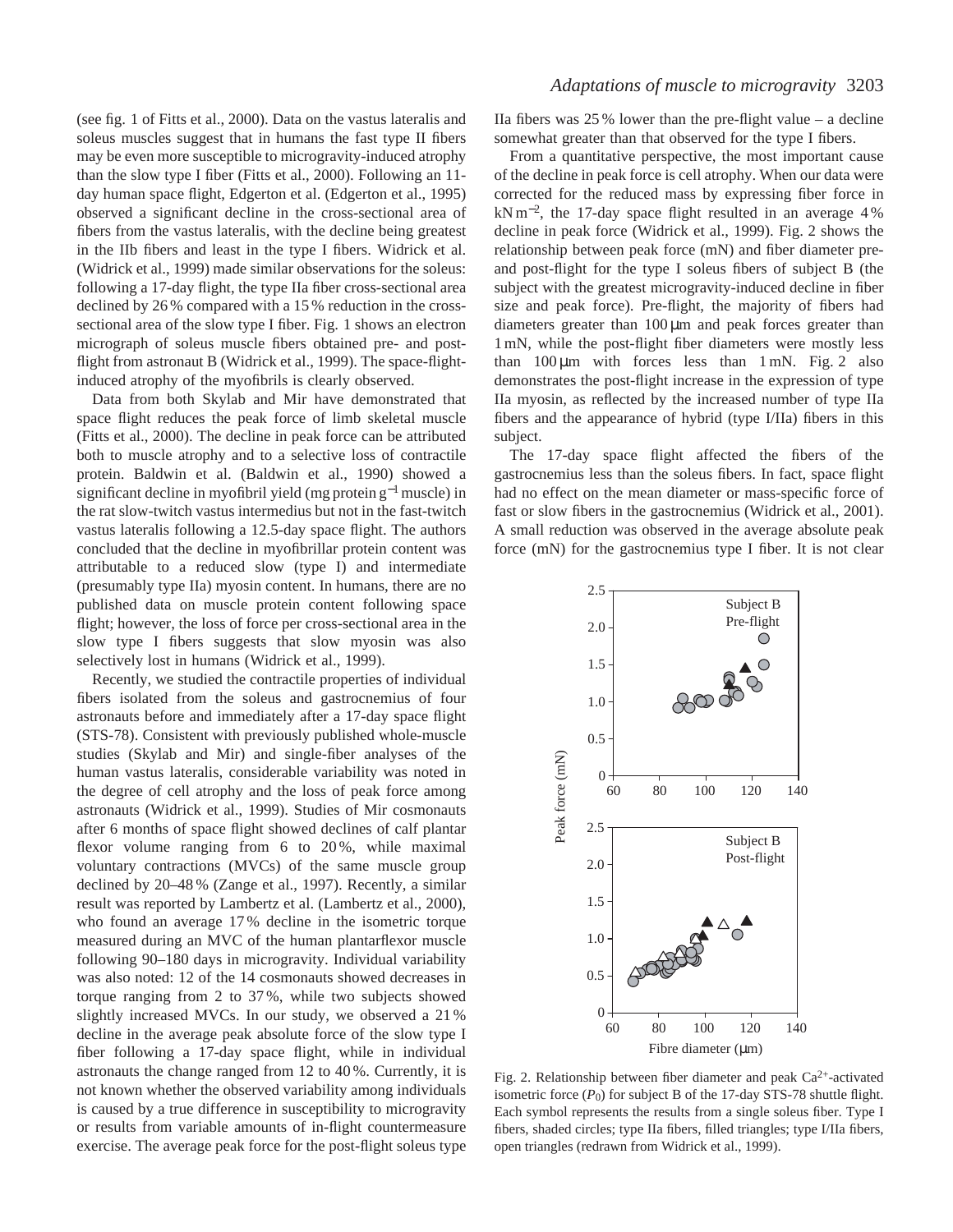(see fig. 1 of Fitts et al., 2000). Data on the vastus lateralis and soleus muscles suggest that in humans the fast type II fibers may be even more susceptible to microgravity-induced atrophy than the slow type I fiber (Fitts et al., 2000). Following an 11-day human space flight, Edgerton et al. (Edgerton et al., 1995) observed a significant decline in the cross-sectional area of fibers from the vastus lateralis, with the decline being greatest in the IIb fibers and least in the type I fibers. Widrick et al. (Widrick et al., 1999) made similar observations for the soleus: following a 17-day flight, the type IIa fiber cross-sectional area declined by 26 % compared with a 15 % reduction in the cross-sectional area of the slow type I fiber. Fig. 1 shows an electron micrograph of soleus muscle fibers obtained pre- and post-flight from astronaut B (Widrick et al., 1999). The space-flight-induced atrophy of the myofibrils is clearly observed.

Data from both Skylab and Mir have demonstrated that space flight reduces the peak force of limb skeletal muscle (Fitts et al., 2000). The decline in peak force can be attributed both to muscle atrophy and to a selective loss of contractile protein. Baldwin et al. (Baldwin et al., 1990) showed a significant decline in myofibril yield (mg protein $g^{-1}$ muscle) in the rat slow-twitch vastus intermedius but not in the fast-twitch vastus lateralis following a 12.5-day space flight. The authors concluded that the decline in myofibrillar protein content was attributable to a reduced slow (type I) and intermediate (presumably type IIa) myosin content. In humans, there are no published data on muscle protein content following space flight; however, the loss of force per cross-sectional area in the slow type I fibers suggests that slow myosin was also selectively lost in humans (Widrick et al., 1999).

Recently, we studied the contractile properties of individual fibers isolated from the soleus and gastrocnemius of four astronauts before and immediately after a 17-day space flight (STS-78). Consistent with previously published whole-muscle studies (Skylab and Mir) and single-fiber analyses of the human vastus lateralis, considerable variability was noted in the degree of cell atrophy and the loss of peak force among astronauts (Widrick et al., 1999). Studies of Mir cosmonauts after 6 months of space flight showed declines of calf plantar flexor volume ranging from 6 to 20 %, while maximal voluntary contractions (MVCs) of the same muscle group declined by 20–48 % (Zange et al., 1997). Recently, a similar result was reported by Lambertz et al. (Lambertz et al., 2000), who found an average 17 % decline in the isometric torque measured during an MVC of the human plantarflexor muscle following 90–180 days in microgravity. Individual variability was also noted: 12 of the 14 cosmonauts showed decreases in torque ranging from 2 to 37 %, while two subjects showed slightly increased MVCs. In our study, we observed a 21 % decline in the average peak absolute force of the slow type I fiber following a 17-day space flight, while in individual astronauts the change ranged from 12 to 40 %. Currently, it is not known whether the observed variability among individuals is caused by a true difference in susceptibility to microgravity or results from variable amounts of in-flight countermeasure exercise. The average peak force for the post-flight soleus type IIa fibers was 25 % lower than the pre-flight value – a decline somewhat greater than that observed for the type I fibers.

From a quantitative perspective, the most important cause of the decline in peak force is cell atrophy. When our data were corrected for the reduced mass by expressing fiber force in $kN\,m^{-2}$, the 17-day space flight resulted in an average 4 % decline in peak force (Widrick et al., 1999). Fig. 2 shows the relationship between peak force (mN) and fiber diameter pre- and post-flight for the type I soleus fibers of subject B (the subject with the greatest microgravity-induced decline in fiber size and peak force). Pre-flight, the majority of fibers had diameters greater than 100 μm and peak forces greater than 1 mN, while the post-flight fiber diameters were mostly less than 100 μm with forces less than 1 mN. Fig. 2 also demonstrates the post-flight increase in the expression of type IIa myosin, as reflected by the increased number of type IIa fibers and the appearance of hybrid (type I/IIa) fibers in this subject.

The 17-day space flight affected the fibers of the gastrocnemius less than the soleus fibers. In fact, space flight had no effect on the mean diameter or mass-specific force of fast or slow fibers in the gastrocnemius (Widrick et al., 2001). A small reduction was observed in the average absolute peak force (mN) for the gastrocnemius type I fiber. It is not clear

Fig. 2. Relationship between fiber diameter and peak $Ca^{2+}$-activated isometric force ($P_0$) for subject B of the 17-day STS-78 shuttle flight. Each symbol represents the results from a single soleus fiber. Type I fibers, shaded circles; type IIa fibers, filled triangles; type I/IIa fibers, open triangles (redrawn from Widrick et al., 1999).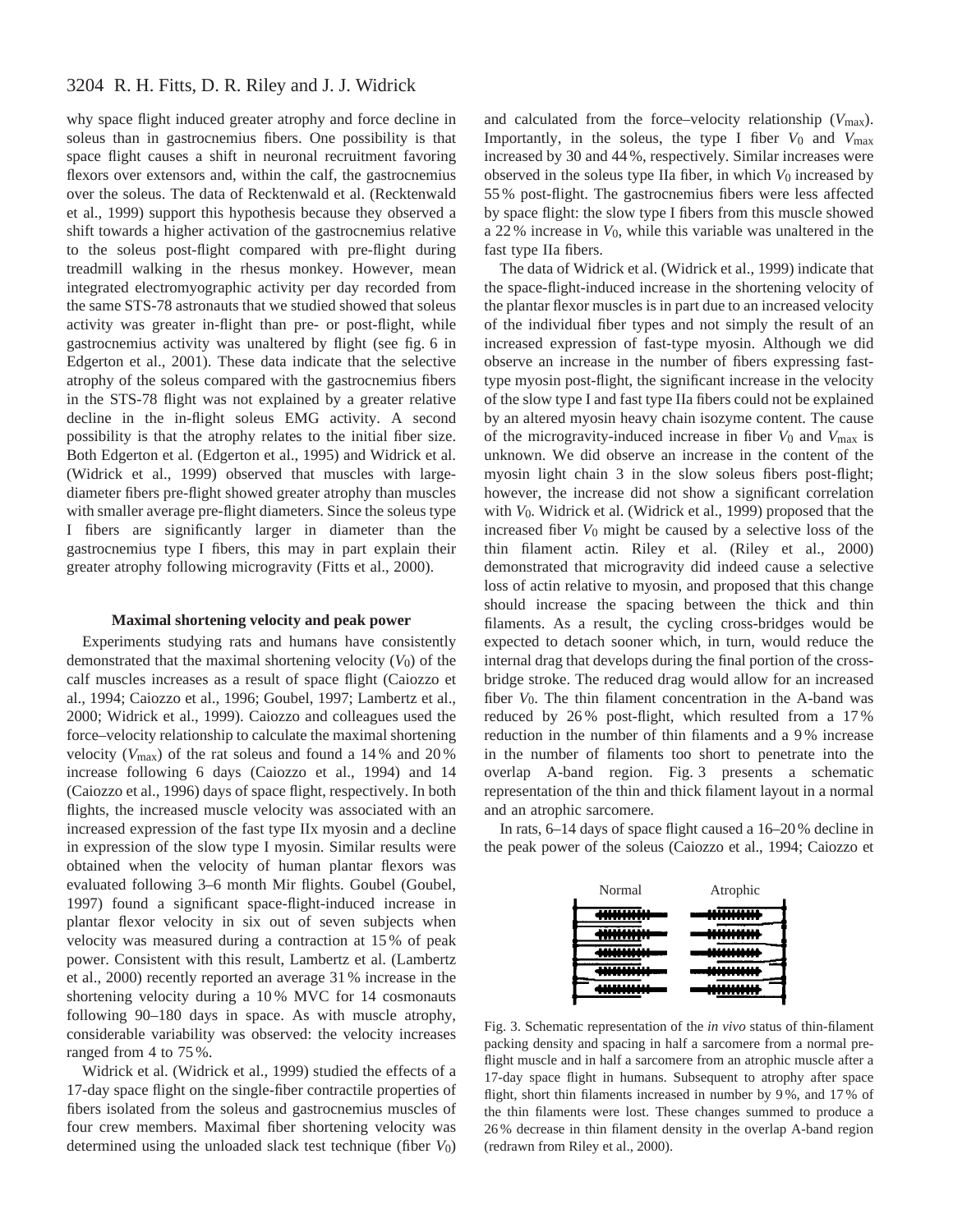why space flight induced greater atrophy and force decline in soleus than in gastrocnemius fibers. One possibility is that space flight causes a shift in neuronal recruitment favoring flexors over extensors and, within the calf, the gastrocnemius over the soleus. The data of Recktenwald et al. (Recktenwald et al., 1999) support this hypothesis because they observed a shift towards a higher activation of the gastrocnemius relative to the soleus post-flight compared with pre-flight during treadmill walking in the rhesus monkey. However, mean integrated electromyographic activity per day recorded from the same STS-78 astronauts that we studied showed that soleus activity was greater in-flight than pre- or post-flight, while gastrocnemius activity was unaltered by flight (see fig. 6 in Edgerton et al., 2001). These data indicate that the selective atrophy of the soleus compared with the gastrocnemius fibers in the STS-78 flight was not explained by a greater relative decline in the in-flight soleus EMG activity. A second possibility is that the atrophy relates to the initial fiber size. Both Edgerton et al. (Edgerton et al., 1995) and Widrick et al. (Widrick et al., 1999) observed that muscles with large-diameter fibers pre-flight showed greater atrophy than muscles with smaller average pre-flight diameters. Since the soleus type I fibers are significantly larger in diameter than the gastrocnemius type I fibers, this may in part explain their greater atrophy following microgravity (Fitts et al., 2000).

### Maximal shortening velocity and peak power

Experiments studying rats and humans have consistently demonstrated that the maximal shortening velocity ($V_0$) of the calf muscles increases as a result of space flight (Caiozzo et al., 1994; Caiozzo et al., 1996; Goubel, 1997; Lambertz et al., 2000; Widrick et al., 1999). Caiozzo and colleagues used the force–velocity relationship to calculate the maximal shortening velocity ($V_{max}$) of the rat soleus and found a 14 % and 20 % increase following 6 days (Caiozzo et al., 1994) and 14 (Caiozzo et al., 1996) days of space flight, respectively. In both flights, the increased muscle velocity was associated with an increased expression of the fast type IIx myosin and a decline in expression of the slow type I myosin. Similar results were obtained when the velocity of human plantar flexors was evaluated following 3–6 month Mir flights. Goubel (Goubel, 1997) found a significant space-flight-induced increase in plantar flexor velocity in six out of seven subjects when velocity was measured during a contraction at 15 % of peak power. Consistent with this result, Lambertz et al. (Lambertz et al., 2000) recently reported an average 31 % increase in the shortening velocity during a 10 % MVC for 14 cosmonauts following 90–180 days in space. As with muscle atrophy, considerable variability was observed: the velocity increases ranged from 4 to 75 %.

Widrick et al. (Widrick et al., 1999) studied the effects of a 17-day space flight on the single-fiber contractile properties of fibers isolated from the soleus and gastrocnemius muscles of four crew members. Maximal fiber shortening velocity was determined using the unloaded slack test technique (fiber $V_0$) and calculated from the force–velocity relationship ($V_{max}$). Importantly, in the soleus, the type I fiber $V_0$ and $V_{max}$ increased by 30 and 44 %, respectively. Similar increases were observed in the soleus type IIa fiber, in which $V_0$ increased by 55 % post-flight. The gastrocnemius fibers were less affected by space flight: the slow type I fibers from this muscle showed a 22 % increase in $V_0$, while this variable was unaltered in the fast type IIa fibers.

The data of Widrick et al. (Widrick et al., 1999) indicate that the space-flight-induced increase in the shortening velocity of the plantar flexor muscles is in part due to an increased velocity of the individual fiber types and not simply the result of an increased expression of fast-type myosin. Although we did observe an increase in the number of fibers expressing fast-type myosin post-flight, the significant increase in the velocity of the slow type I and fast type IIa fibers could not be explained by an altered myosin heavy chain isozyme content. The cause of the microgravity-induced increase in fiber $V_0$ and $V_{max}$ is unknown. We did observe an increase in the content of the myosin light chain 3 in the slow soleus fibers post-flight; however, the increase did not show a significant correlation with $V_0$. Widrick et al. (Widrick et al., 1999) proposed that the increased fiber $V_0$ might be caused by a selective loss of the thin filament actin. Riley et al. (Riley et al., 2000) demonstrated that microgravity did indeed cause a selective loss of actin relative to myosin, and proposed that this change should increase the spacing between the thick and thin filaments. As a result, the cycling cross-bridges would be expected to detach sooner which, in turn, would reduce the internal drag that develops during the final portion of the cross-bridge stroke. The reduced drag would allow for an increased fiber $V_0$. The thin filament concentration in the A-band was reduced by 26 % post-flight, which resulted from a 17 % reduction in the number of thin filaments and a 9 % increase in the number of filaments too short to penetrate into the overlap A-band region. Fig. 3 presents a schematic representation of the thin and thick filament layout in a normal and an atrophic sarcomere.

In rats, 6–14 days of space flight caused a 16–20 % decline in the peak power of the soleus (Caiozzo et al., 1994; Caiozzo et

Fig. 3. Schematic representation of the *in vivo* status of thin-filament packing density and spacing in half a sarcomere from a normal pre-flight muscle and in half a sarcomere from an atrophic muscle after a 17-day space flight in humans. Subsequent to atrophy after space flight, short thin filaments increased in number by 9 %, and 17 % of the thin filaments were lost. These changes summed to produce a 26 % decrease in thin filament density in the overlap A-band region (redrawn from Riley et al., 2000).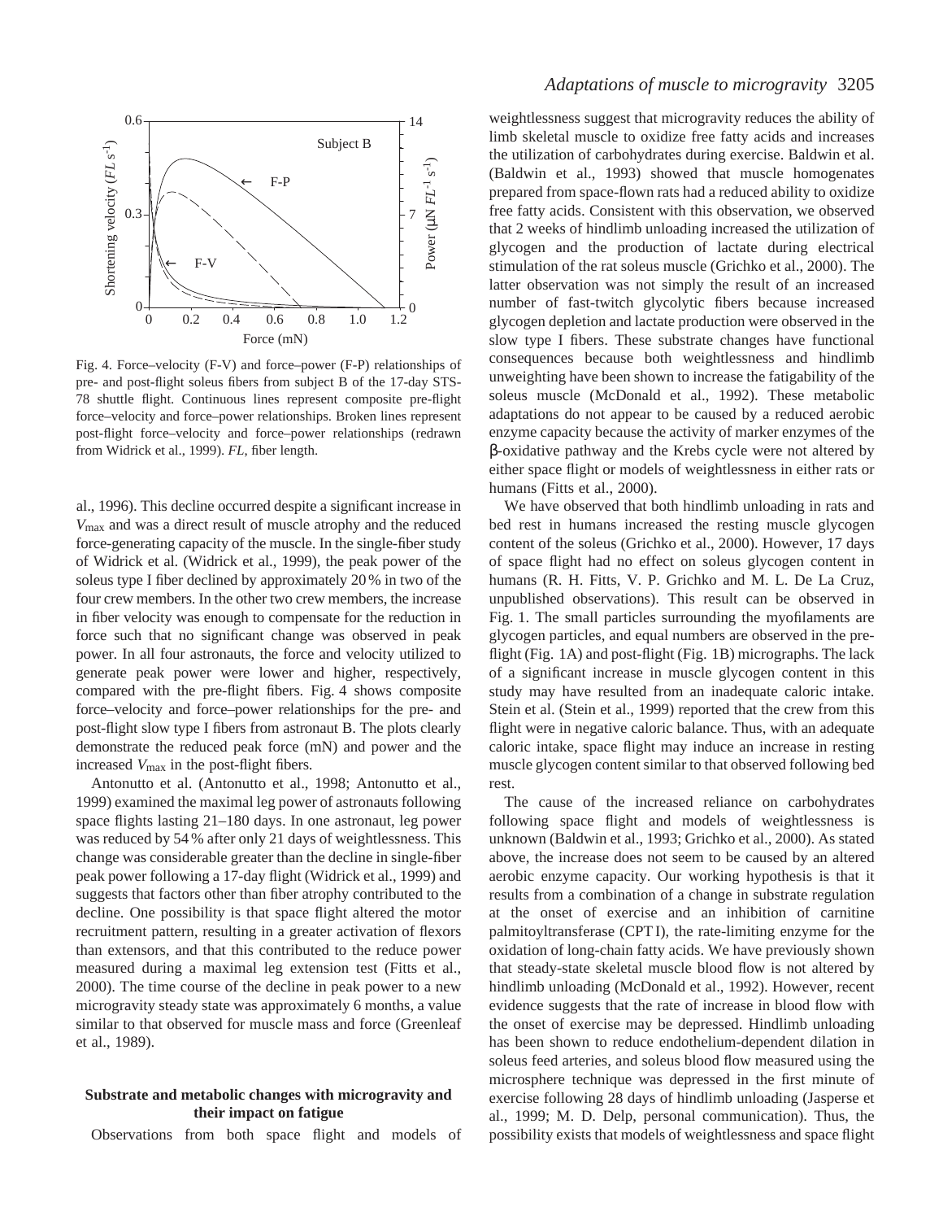Fig. 4. Force–velocity (F-V) and force–power (F-P) relationships of pre- and post-flight soleus fibers from subject B of the 17-day STS-78 shuttle flight. Continuous lines represent composite pre-flight force–velocity and force–power relationships. Broken lines represent post-flight force–velocity and force–power relationships (redrawn from Widrick et al., 1999). *FL*, fiber length.

al., 1996). This decline occurred despite a significant increase in $V_{max}$ and was a direct result of muscle atrophy and the reduced force-generating capacity of the muscle. In the single-fiber study of Widrick et al. (Widrick et al., 1999), the peak power of the soleus type I fiber declined by approximately 20% in two of the four crew members. In the other two crew members, the increase in fiber velocity was enough to compensate for the reduction in force such that no significant change was observed in peak power. In all four astronauts, the force and velocity utilized to generate peak power were lower and higher, respectively, compared with the pre-flight fibers. Fig. 4 shows composite force–velocity and force–power relationships for the pre- and post-flight slow type I fibers from astronaut B. The plots clearly demonstrate the reduced peak force (mN) and power and the increased $V_{max}$ in the post-flight fibers.

Antonutto et al. (Antonutto et al., 1998; Antonutto et al., 1999) examined the maximal leg power of astronauts following space flights lasting 21–180 days. In one astronaut, leg power was reduced by 54% after only 21 days of weightlessness. This change was considerable greater than the decline in single-fiber peak power following a 17-day flight (Widrick et al., 1999) and suggests that factors other than fiber atrophy contributed to the decline. One possibility is that space flight altered the motor recruitment pattern, resulting in a greater activation of flexors than extensors, and that this contributed to the reduce power measured during a maximal leg extension test (Fitts et al., 2000). The time course of the decline in peak power to a new microgravity steady state was approximately 6 months, a value similar to that observed for muscle mass and force (Greenleaf et al., 1989).

### Substrate and metabolic changes with microgravity and their impact on fatigue

Observations from both space flight and models of weightlessness suggest that microgravity reduces the ability of limb skeletal muscle to oxidize free fatty acids and increases the utilization of carbohydrates during exercise. Baldwin et al. (Baldwin et al., 1993) showed that muscle homogenates prepared from space-flown rats had a reduced ability to oxidize free fatty acids. Consistent with this observation, we observed that 2 weeks of hindlimb unloading increased the utilization of glycogen and the production of lactate during electrical stimulation of the rat soleus muscle (Grichko et al., 2000). The latter observation was not simply the result of an increased number of fast-twitch glycolytic fibers because increased glycogen depletion and lactate production were observed in the slow type I fibers. These substrate changes have functional consequences because both weightlessness and hindlimb unweighting have been shown to increase the fatigability of the soleus muscle (McDonald et al., 1992). These metabolic adaptations do not appear to be caused by a reduced aerobic enzyme capacity because the activity of marker enzymes of the β-oxidative pathway and the Krebs cycle were not altered by either space flight or models of weightlessness in either rats or humans (Fitts et al., 2000).

We have observed that both hindlimb unloading in rats and bed rest in humans increased the resting muscle glycogen content of the soleus (Grichko et al., 2000). However, 17 days of space flight had no effect on soleus glycogen content in humans (R. H. Fitts, V. P. Grichko and M. L. De La Cruz, unpublished observations). This result can be observed in Fig. 1. The small particles surrounding the myofilaments are glycogen particles, and equal numbers are observed in the pre-flight (Fig. 1A) and post-flight (Fig. 1B) micrographs. The lack of a significant increase in muscle glycogen content in this study may have resulted from an inadequate caloric intake. Stein et al. (Stein et al., 1999) reported that the crew from this flight were in negative caloric balance. Thus, with an adequate caloric intake, space flight may induce an increase in resting muscle glycogen content similar to that observed following bed rest.

The cause of the increased reliance on carbohydrates following space flight and models of weightlessness is unknown (Baldwin et al., 1993; Grichko et al., 2000). As stated above, the increase does not seem to be caused by an altered aerobic enzyme capacity. Our working hypothesis is that it results from a combination of a change in substrate regulation at the onset of exercise and an inhibition of carnitine palmitoyltransferase (CPT I), the rate-limiting enzyme for the oxidation of long-chain fatty acids. We have previously shown that steady-state skeletal muscle blood flow is not altered by hindlimb unloading (McDonald et al., 1992). However, recent evidence suggests that the rate of increase in blood flow with the onset of exercise may be depressed. Hindlimb unloading has been shown to reduce endothelium-dependent dilation in soleus feed arteries, and soleus blood flow measured using the microsphere technique was depressed in the first minute of exercise following 28 days of hindlimb unloading (Jasperse et al., 1999; M. D. Delp, personal communication). Thus, the possibility exists that models of weightlessness and space flight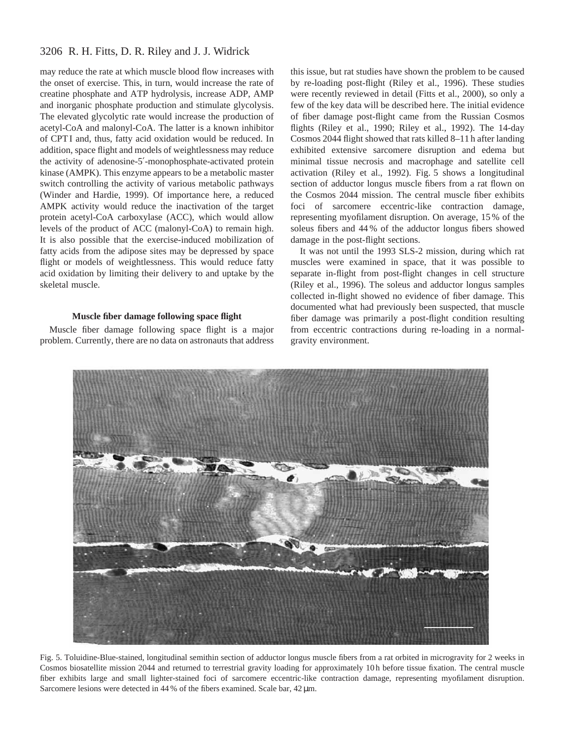may reduce the rate at which muscle blood flow increases with the onset of exercise. This, in turn, would increase the rate of creatine phosphate and ATP hydrolysis, increase ADP, AMP and inorganic phosphate production and stimulate glycolysis. The elevated glycolytic rate would increase the production of acetyl-CoA and malonyl-CoA. The latter is a known inhibitor of CPT I and, thus, fatty acid oxidation would be reduced. In addition, space flight and models of weightlessness may reduce the activity of adenosine-5′-monophosphate-activated protein kinase (AMPK). This enzyme appears to be a metabolic master switch controlling the activity of various metabolic pathways (Winder and Hardie, 1999). Of importance here, a reduced AMPK activity would reduce the inactivation of the target protein acetyl-CoA carboxylase (ACC), which would allow levels of the product of ACC (malonyl-CoA) to remain high. It is also possible that the exercise-induced mobilization of fatty acids from the adipose sites may be depressed by space flight or models of weightlessness. This would reduce fatty acid oxidation by limiting their delivery to and uptake by the skeletal muscle.

### Muscle fiber damage following space flight

Muscle fiber damage following space flight is a major problem. Currently, there are no data on astronauts that address this issue, but rat studies have shown the problem to be caused by re-loading post-flight (Riley et al., 1996). These studies were recently reviewed in detail (Fitts et al., 2000), so only a few of the key data will be described here. The initial evidence of fiber damage post-flight came from the Russian Cosmos flights (Riley et al., 1990; Riley et al., 1992). The 14-day Cosmos 2044 flight showed that rats killed 8–11 h after landing exhibited extensive sarcomere disruption and edema but minimal tissue necrosis and macrophage and satellite cell activation (Riley et al., 1992). Fig. 5 shows a longitudinal section of adductor longus muscle fibers from a rat flown on the Cosmos 2044 mission. The central muscle fiber exhibits foci of sarcomere eccentric-like contraction damage, representing myofilament disruption. On average, 15 % of the soleus fibers and 44 % of the adductor longus fibers showed damage in the post-flight sections.

It was not until the 1993 SLS-2 mission, during which rat muscles were examined in space, that it was possible to separate in-flight from post-flight changes in cell structure (Riley et al., 1996). The soleus and adductor longus samples collected in-flight showed no evidence of fiber damage. This documented what had previously been suspected, that muscle fiber damage was primarily a post-flight condition resulting from eccentric contractions during re-loading in a normal-gravity environment.

Fig. 5. Toluidine-Blue-stained, longitudinal semithin section of adductor longus muscle fibers from a rat orbited in microgravity for 2 weeks in Cosmos biosatellite mission 2044 and returned to terrestrial gravity loading for approximately 10 h before tissue fixation. The central muscle fiber exhibits large and small lighter-stained foci of sarcomere eccentric-like contraction damage, representing myofilament disruption. Sarcomere lesions were detected in 44 % of the fibers examined. Scale bar, 42 μm.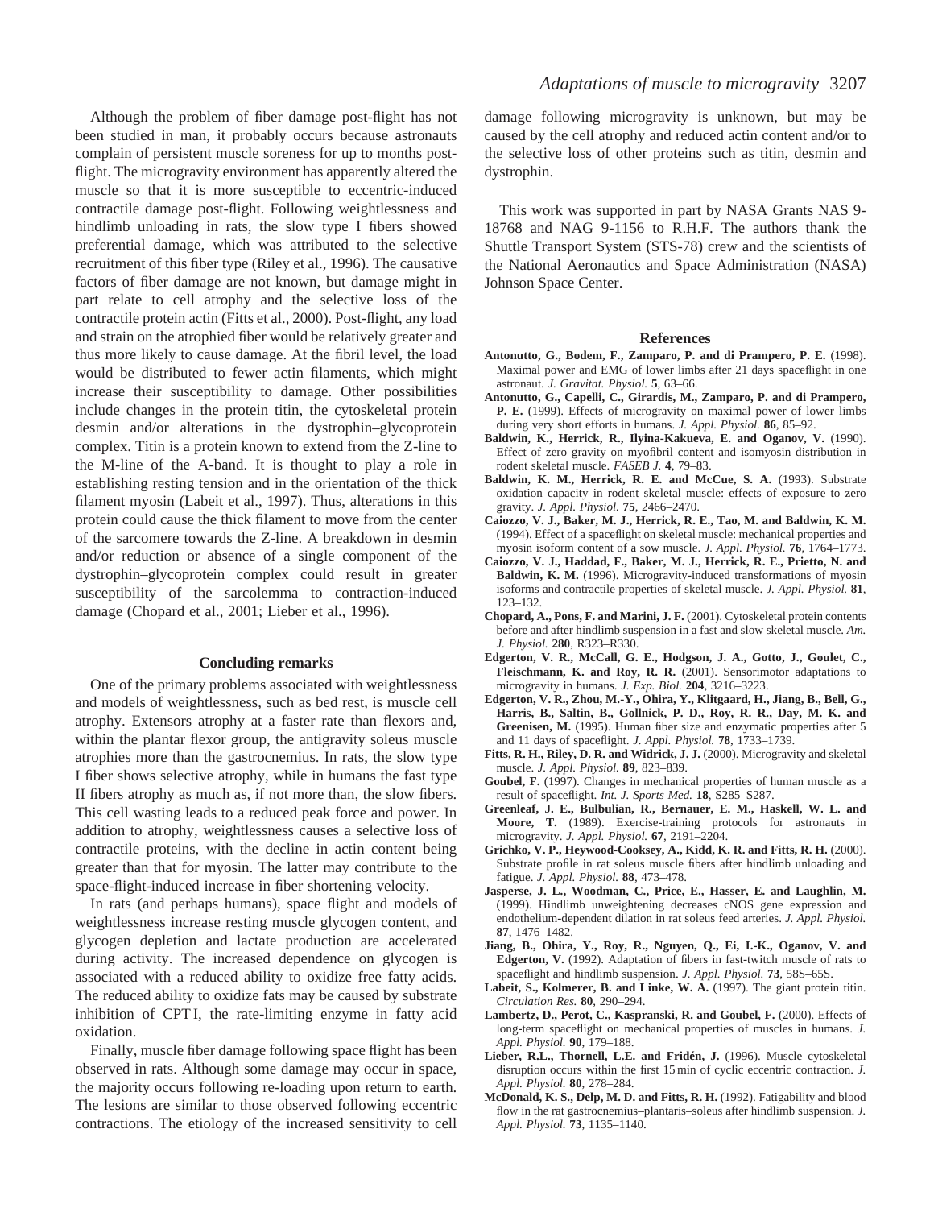Although the problem of fiber damage post-flight has not been studied in man, it probably occurs because astronauts complain of persistent muscle soreness for up to months post-flight. The microgravity environment has apparently altered the muscle so that it is more susceptible to eccentric-induced contractile damage post-flight. Following weightlessness and hindlimb unloading in rats, the slow type I fibers showed preferential damage, which was attributed to the selective recruitment of this fiber type (Riley et al., 1996). The causative factors of fiber damage are not known, but damage might in part relate to cell atrophy and the selective loss of the contractile protein actin (Fitts et al., 2000). Post-flight, any load and strain on the atrophied fiber would be relatively greater and thus more likely to cause damage. At the fibril level, the load would be distributed to fewer actin filaments, which might increase their susceptibility to damage. Other possibilities include changes in the protein titin, the cytoskeletal protein desmin and/or alterations in the dystrophin–glycoprotein complex. Titin is a protein known to extend from the Z-line to the M-line of the A-band. It is thought to play a role in establishing resting tension and in the orientation of the thick filament myosin (Labeit et al., 1997). Thus, alterations in this protein could cause the thick filament to move from the center of the sarcomere towards the Z-line. A breakdown in desmin and/or reduction or absence of a single component of the dystrophin–glycoprotein complex could result in greater susceptibility of the sarcolemma to contraction-induced damage (Chopard et al., 2001; Lieber et al., 1996).

## Concluding remarks

One of the primary problems associated with weightlessness and models of weightlessness, such as bed rest, is muscle cell atrophy. Extensors atrophy at a faster rate than flexors and, within the plantar flexor group, the antigravity soleus muscle atrophies more than the gastrocnemius. In rats, the slow type I fiber shows selective atrophy, while in humans the fast type II fibers atrophy as much as, if not more than, the slow fibers. This cell wasting leads to a reduced peak force and power. In addition to atrophy, weightlessness causes a selective loss of contractile proteins, with the decline in actin content being greater than that for myosin. The latter may contribute to the space-flight-induced increase in fiber shortening velocity.

In rats (and perhaps humans), space flight and models of weightlessness increase resting muscle glycogen content, and glycogen depletion and lactate production are accelerated during activity. The increased dependence on glycogen is associated with a reduced ability to oxidize free fatty acids. The reduced ability to oxidize fats may be caused by substrate inhibition of CPT I, the rate-limiting enzyme in fatty acid oxidation.

Finally, muscle fiber damage following space flight has been observed in rats. Although some damage may occur in space, the majority occurs following re-loading upon return to earth. The lesions are similar to those observed following eccentric contractions. The etiology of the increased sensitivity to cell damage following microgravity is unknown, but may be caused by the cell atrophy and reduced actin content and/or to the selective loss of other proteins such as titin, desmin and dystrophin.

This work was supported in part by NASA Grants NAS 9-18768 and NAG 9-1156 to R.H.F. The authors thank the Shuttle Transport System (STS-78) crew and the scientists of the National Aeronautics and Space Administration (NASA) Johnson Space Center.

## References

**Antonutto, G., Bodem, F., Zamparo, P. and di Prampero, P. E.** (1998). Maximal power and EMG of lower limbs after 21 days spaceflight in one astronaut. *J. Gravitat. Physiol.* **5**, 63–66.

**Antonutto, G., Capelli, C., Girardis, M., Zamparo, P. and di Prampero, P. E.** (1999). Effects of microgravity on maximal power of lower limbs during very short efforts in humans. *J. Appl. Physiol.* **86**, 85–92.

**Baldwin, K., Herrick, R., Ilyina-Kakueva, E. and Oganov, V.** (1990). Effect of zero gravity on myofibril content and isomyosin distribution in rodent skeletal muscle. *FASEB J.* **4**, 79–83.

**Baldwin, K. M., Herrick, R. E. and McCue, S. A.** (1993). Substrate oxidation capacity in rodent skeletal muscle: effects of exposure to zero gravity. *J. Appl. Physiol.* **75**, 2466–2470.

**Caiozzo, V. J., Baker, M. J., Herrick, R. E., Tao, M. and Baldwin, K. M.** (1994). Effect of a spaceflight on skeletal muscle: mechanical properties and myosin isoform content of a sow muscle. *J. Appl. Physiol.* **76**, 1764–1773.

**Caiozzo, V. J., Haddad, F., Baker, M. J., Herrick, R. E., Prietto, N. and Baldwin, K. M.** (1996). Microgravity-induced transformations of myosin isoforms and contractile properties of skeletal muscle. *J. Appl. Physiol.* **81**, 123–132.

**Chopard, A., Pons, F. and Marini, J. F.** (2001). Cytoskeletal protein contents before and after hindlimb suspension in a fast and slow skeletal muscle. *Am. J. Physiol.* **280**, R323–R330.

**Edgerton, V. R., McCall, G. E., Hodgson, J. A., Gotto, J., Goulet, C., Fleischmann, K. and Roy, R. R.** (2001). Sensorimotor adaptations to microgravity in humans. *J. Exp. Biol.* **204**, 3216–3223.

**Edgerton, V. R., Zhou, M.-Y., Ohira, Y., Klitgaard, H., Jiang, B., Bell, G., Harris, B., Saltin, B., Gollnick, P. D., Roy, R. R., Day, M. K. and Greenisen, M.** (1995). Human fiber size and enzymatic properties after 5 and 11 days of spaceflight. *J. Appl. Physiol.* **78**, 1733–1739.

**Fitts, R. H., Riley, D. R. and Widrick, J. J.** (2000). Microgravity and skeletal muscle. *J. Appl. Physiol.* **89**, 823–839.

**Goubel, F.** (1997). Changes in mechanical properties of human muscle as a result of spaceflight. *Int. J. Sports Med.* **18**, S285–S287.

**Greenleaf, J. E., Bulbulian, R., Bernauer, E. M., Haskell, W. L. and Moore, T.** (1989). Exercise-training protocols for astronauts in microgravity. *J. Appl. Physiol.* **67**, 2191–2204.

**Grichko, V. P., Heywood-Cooksey, A., Kidd, K. R. and Fitts, R. H.** (2000). Substrate profile in rat soleus muscle fibers after hindlimb unloading and fatigue. *J. Appl. Physiol.* **88**, 473–478.

**Jasperse, J. L., Woodman, C., Price, E., Hasser, E. and Laughlin, M.** (1999). Hindlimb unweightening decreases cNOS gene expression and endothelium-dependent dilation in rat soleus feed arteries. *J. Appl. Physiol.* **87**, 1476–1482.

**Jiang, B., Ohira, Y., Roy, R., Nguyen, Q., Ei, I.-K., Oganov, V. and Edgerton, V.** (1992). Adaptation of fibers in fast-twitch muscle of rats to spaceflight and hindlimb suspension. *J. Appl. Physiol.* **73**, 58S–65S.

**Labeit, S., Kolmerer, B. and Linke, W. A.** (1997). The giant protein titin. *Circulation Res.* **80**, 290–294.

**Lambertz, D., Perot, C., Kaspranski, R. and Goubel, F.** (2000). Effects of long-term spaceflight on mechanical properties of muscles in humans. *J. Appl. Physiol.* **90**, 179–188.

**Lieber, R.L., Thornell, L.E. and Fridén, J.** (1996). Muscle cytoskeletal disruption occurs within the first 15 min of cyclic eccentric contraction. *J. Appl. Physiol.* **80**, 278–284.

**McDonald, K. S., Delp, M. D. and Fitts, R. H.** (1992). Fatigability and blood flow in the rat gastrocnemius–plantaris–soleus after hindlimb suspension. *J. Appl. Physiol.* **73**, 1135–1140.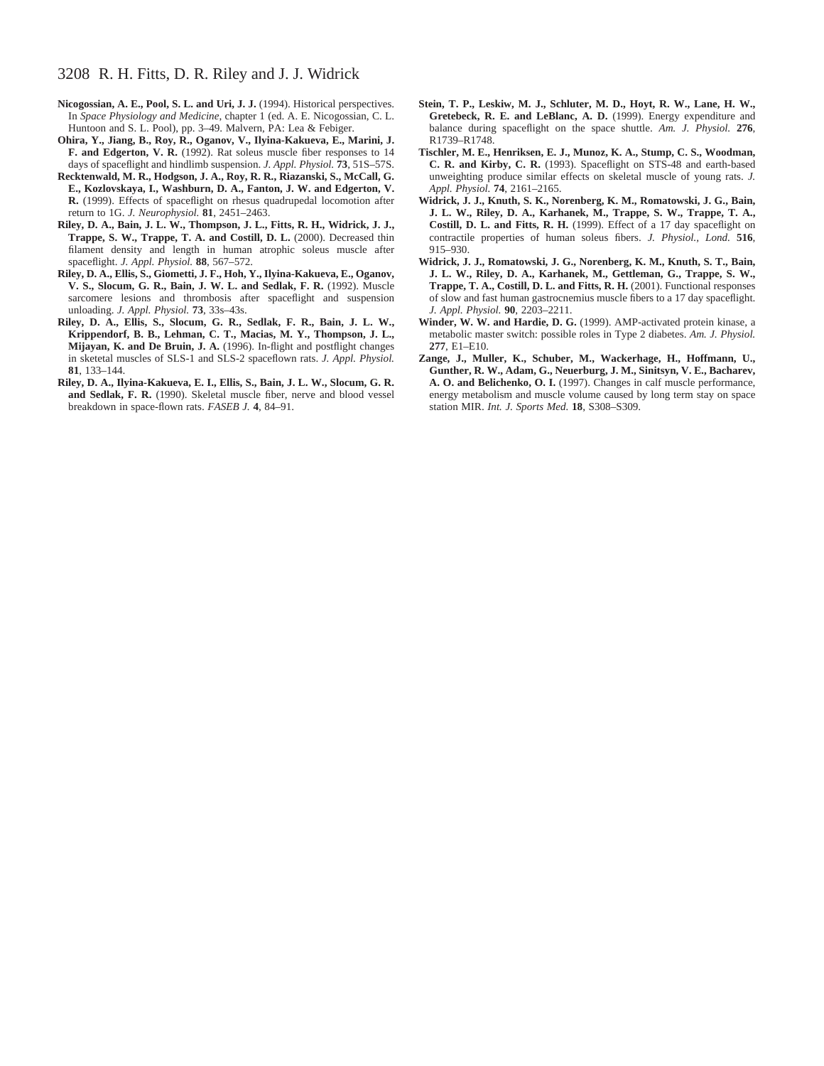**Nicogossian, A. E., Pool, S. L. and Uri, J. J.** (1994). Historical perspectives. In *Space Physiology and Medicine*, chapter 1 (ed. A. E. Nicogossian, C. L. Huntoon and S. L. Pool), pp. 3–49. Malvern, PA: Lea & Febiger.

**Ohira, Y., Jiang, B., Roy, R., Oganov, V., Ilyina-Kakueva, E., Marini, J. F. and Edgerton, V. R.** (1992). Rat soleus muscle fiber responses to 14 days of spaceflight and hindlimb suspension. *J. Appl. Physiol.* **73**, 51S–57S.

**Recktenwald, M. R., Hodgson, J. A., Roy, R. R., Riazanski, S., McCall, G. E., Kozlovskaya, I., Washburn, D. A., Fanton, J. W. and Edgerton, V. R.** (1999). Effects of spaceflight on rhesus quadrupedal locomotion after return to 1G. *J. Neurophysiol.* **81**, 2451–2463.

**Riley, D. A., Bain, J. L. W., Thompson, J. L., Fitts, R. H., Widrick, J. J., Trappe, S. W., Trappe, T. A. and Costill, D. L.** (2000). Decreased thin filament density and length in human atrophic soleus muscle after spaceflight. *J. Appl. Physiol.* **88**, 567–572.

**Riley, D. A., Ellis, S., Giometti, J. F., Hoh, Y., Ilyina-Kakueva, E., Oganov, V. S., Slocum, G. R., Bain, J. W. L. and Sedlak, F. R.** (1992). Muscle sarcomere lesions and thrombosis after spaceflight and suspension unloading. *J. Appl. Physiol.* **73**, 33s–43s.

**Riley, D. A., Ellis, S., Slocum, G. R., Sedlak, F. R., Bain, J. L. W., Krippendorf, B. B., Lehman, C. T., Macias, M. Y., Thompson, J. L., Mijayan, K. and De Bruin, J. A.** (1996). In-flight and postflight changes in sketetal muscles of SLS-1 and SLS-2 spaceflown rats. *J. Appl. Physiol.* **81**, 133–144.

**Riley, D. A., Ilyina-Kakueva, E. I., Ellis, S., Bain, J. L. W., Slocum, G. R. and Sedlak, F. R.** (1990). Skeletal muscle fiber, nerve and blood vessel breakdown in space-flown rats. *FASEB J.* **4**, 84–91.

**Stein, T. P., Leskiw, M. J., Schluter, M. D., Hoyt, R. W., Lane, H. W., Gretebeck, R. E. and LeBlanc, A. D.** (1999). Energy expenditure and balance during spaceflight on the space shuttle. *Am. J. Physiol.* **276**, R1739–R1748.

**Tischler, M. E., Henriksen, E. J., Munoz, K. A., Stump, C. S., Woodman, C. R. and Kirby, C. R.** (1993). Spaceflight on STS-48 and earth-based unweighting produce similar effects on skeletal muscle of young rats. *J. Appl. Physiol.* **74**, 2161–2165.

**Widrick, J. J., Knuth, S. K., Norenberg, K. M., Romatowski, J. G., Bain, J. L. W., Riley, D. A., Karhanek, M., Trappe, S. W., Trappe, T. A., Costill, D. L. and Fitts, R. H.** (1999). Effect of a 17 day spaceflight on contractile properties of human soleus fibers. *J. Physiol., Lond.* **516**, 915–930.

**Widrick, J. J., Romatowski, J. G., Norenberg, K. M., Knuth, S. T., Bain, J. L. W., Riley, D. A., Karhanek, M., Gettleman, G., Trappe, S. W., Trappe, T. A., Costill, D. L. and Fitts, R. H.** (2001). Functional responses of slow and fast human gastrocnemius muscle fibers to a 17 day spaceflight. *J. Appl. Physiol.* **90**, 2203–2211.

**Winder, W. W. and Hardie, D. G.** (1999). AMP-activated protein kinase, a metabolic master switch: possible roles in Type 2 diabetes. *Am. J. Physiol.* **277**, E1–E10.

**Zange, J., Muller, K., Schuber, M., Wackerhage, H., Hoffmann, U., Gunther, R. W., Adam, G., Neuerburg, J. M., Sinitsyn, V. E., Bacharev, A. O. and Belichenko, O. I.** (1997). Changes in calf muscle performance, energy metabolism and muscle volume caused by long term stay on space station MIR. *Int. J. Sports Med.* **18**, S308–S309.